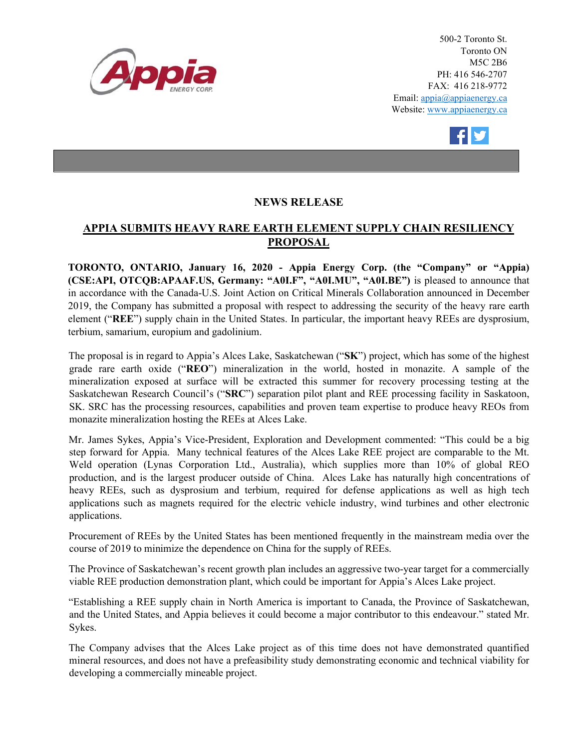Appia ENERGY CORP.

500-2 Toronto St.
Toronto ON
M5C 2B6
PH: 416 546-2707
FAX: 416 218-9772
Email: appia@appiaenergy.ca
Website: www.appiaenergy.ca

## NEWS RELEASE

## APPIA SUBMITS HEAVY RARE EARTH ELEMENT SUPPLY CHAIN RESILIENCY PROPOSAL

**TORONTO, ONTARIO, January 16, 2020 - Appia Energy Corp. (the "Company" or "Appia) (CSE:API, OTCQB:APAAF.US, Germany: "A0I.F", "A0I.MU", "A0I.BE")** is pleased to announce that in accordance with the Canada-U.S. Joint Action on Critical Minerals Collaboration announced in December 2019, the Company has submitted a proposal with respect to addressing the security of the heavy rare earth element ("**REE**") supply chain in the United States. In particular, the important heavy REEs are dysprosium, terbium, samarium, europium and gadolinium.

The proposal is in regard to Appia's Alces Lake, Saskatchewan ("**SK**") project, which has some of the highest grade rare earth oxide ("**REO**") mineralization in the world, hosted in monazite. A sample of the mineralization exposed at surface will be extracted this summer for recovery processing testing at the Saskatchewan Research Council's ("**SRC**") separation pilot plant and REE processing facility in Saskatoon, SK. SRC has the processing resources, capabilities and proven team expertise to produce heavy REOs from monazite mineralization hosting the REEs at Alces Lake.

Mr. James Sykes, Appia's Vice-President, Exploration and Development commented: "This could be a big step forward for Appia. Many technical features of the Alces Lake REE project are comparable to the Mt. Weld operation (Lynas Corporation Ltd., Australia), which supplies more than 10% of global REO production, and is the largest producer outside of China. Alces Lake has naturally high concentrations of heavy REEs, such as dysprosium and terbium, required for defense applications as well as high tech applications such as magnets required for the electric vehicle industry, wind turbines and other electronic applications.

Procurement of REEs by the United States has been mentioned frequently in the mainstream media over the course of 2019 to minimize the dependence on China for the supply of REEs.

The Province of Saskatchewan's recent growth plan includes an aggressive two-year target for a commercially viable REE production demonstration plant, which could be important for Appia's Alces Lake project.

"Establishing a REE supply chain in North America is important to Canada, the Province of Saskatchewan, and the United States, and Appia believes it could become a major contributor to this endeavour." stated Mr. Sykes.

The Company advises that the Alces Lake project as of this time does not have demonstrated quantified mineral resources, and does not have a prefeasibility study demonstrating economic and technical viability for developing a commercially mineable project.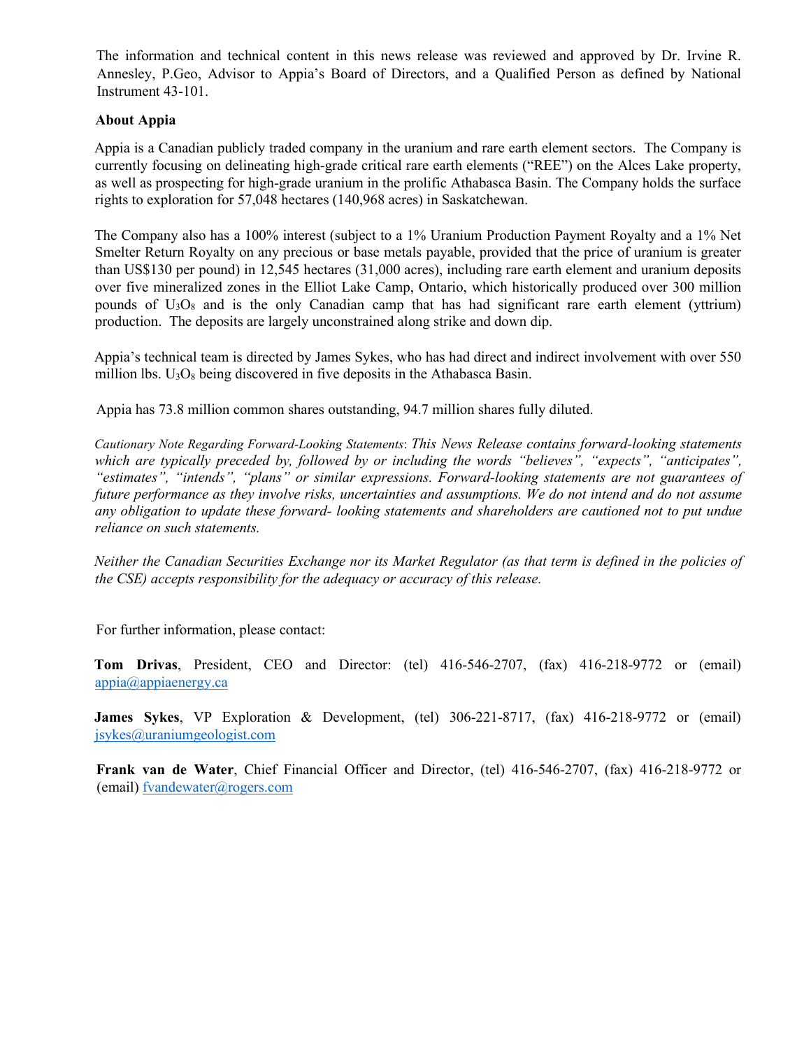The information and technical content in this news release was reviewed and approved by Dr. Irvine R. Annesley, P.Geo, Advisor to Appia's Board of Directors, and a Qualified Person as defined by National Instrument 43-101.

**About Appia**

Appia is a Canadian publicly traded company in the uranium and rare earth element sectors. The Company is currently focusing on delineating high-grade critical rare earth elements ("REE") on the Alces Lake property, as well as prospecting for high-grade uranium in the prolific Athabasca Basin. The Company holds the surface rights to exploration for 57,048 hectares (140,968 acres) in Saskatchewan.

The Company also has a 100% interest (subject to a 1% Uranium Production Payment Royalty and a 1% Net Smelter Return Royalty on any precious or base metals payable, provided that the price of uranium is greater than US$130 per pound) in 12,545 hectares (31,000 acres), including rare earth element and uranium deposits over five mineralized zones in the Elliot Lake Camp, Ontario, which historically produced over 300 million pounds of $U_3O_8$ and is the only Canadian camp that has had significant rare earth element (yttrium) production. The deposits are largely unconstrained along strike and down dip.

Appia's technical team is directed by James Sykes, who has had direct and indirect involvement with over 550 million lbs. $U_3O_8$ being discovered in five deposits in the Athabasca Basin.

Appia has 73.8 million common shares outstanding, 94.7 million shares fully diluted.

*Cautionary Note Regarding Forward-Looking Statements*: *This News Release contains forward-looking statements which are typically preceded by, followed by or including the words "believes", "expects", "anticipates", "estimates", "intends", "plans" or similar expressions. Forward-looking statements are not guarantees of future performance as they involve risks, uncertainties and assumptions. We do not intend and do not assume any obligation to update these forward- looking statements and shareholders are cautioned not to put undue reliance on such statements.*

*Neither the Canadian Securities Exchange nor its Market Regulator (as that term is defined in the policies of the CSE) accepts responsibility for the adequacy or accuracy of this release.*

For further information, please contact:

**Tom Drivas**, President, CEO and Director: (tel) 416-546-2707, (fax) 416-218-9772 or (email) appia@appiaenergy.ca

**James Sykes**, VP Exploration & Development, (tel) 306-221-8717, (fax) 416-218-9772 or (email) jsykes@uraniumgeologist.com

**Frank van de Water**, Chief Financial Officer and Director, (tel) 416-546-2707, (fax) 416-218-9772 or (email) fvandewater@rogers.com